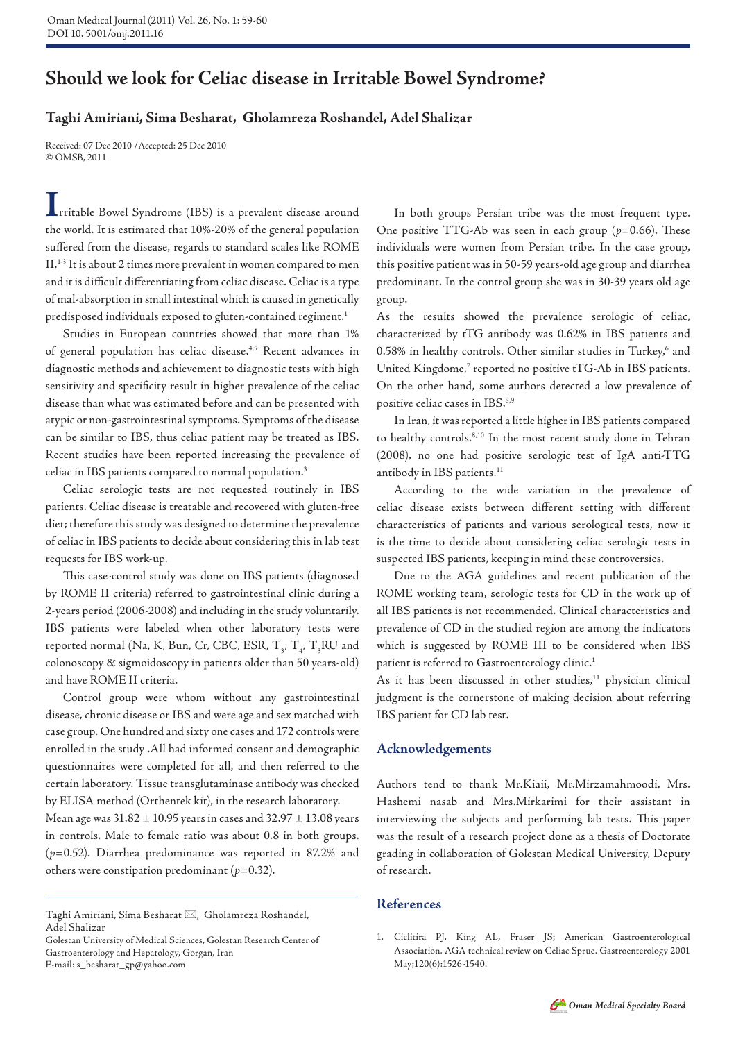# Should we look for Celiac disease in Irritable Bowel Syndrome?

**Taghi Amiriani, Sima Besharat, Gholamreza Roshandel, Adel Shalizar**

Received: 07 Dec 2010 / Accepted: 25 Dec 2010
© OMSB, 2011

Irritable Bowel Syndrome (IBS) is a prevalent disease around the world. It is estimated that 10%-20% of the general population suffered from the disease, regards to standard scales like ROME II.[1-3] It is about 2 times more prevalent in women compared to men and it is difficult differentiating from celiac disease. Celiac is a type of mal-absorption in small intestinal which is caused in genetically predisposed individuals exposed to gluten-contained regiment.[1]

Studies in European countries showed that more than 1% of general population has celiac disease.[4,5] Recent advances in diagnostic methods and achievement to diagnostic tests with high sensitivity and specificity result in higher prevalence of the celiac disease than what was estimated before and can be presented with atypic or non-gastrointestinal symptoms. Symptoms of the disease can be similar to IBS, thus celiac patient may be treated as IBS. Recent studies have been reported increasing the prevalence of celiac in IBS patients compared to normal population.[3]

Celiac serologic tests are not requested routinely in IBS patients. Celiac disease is treatable and recovered with gluten-free diet; therefore this study was designed to determine the prevalence of celiac in IBS patients to decide about considering this in lab test requests for IBS work-up.

This case-control study was done on IBS patients (diagnosed by ROME II criteria) referred to gastrointestinal clinic during a 2-years period (2006-2008) and including in the study voluntarily. IBS patients were labeled when other laboratory tests were reported normal (Na, K, Bun, Cr, CBC, ESR, $T_3$, $T_4$, $T_3$RU and colonoscopy & sigmoidoscopy in patients older than 50 years-old) and have ROME II criteria.

Control group were whom without any gastrointestinal disease, chronic disease or IBS and were age and sex matched with case group. One hundred and sixty one cases and 172 controls were enrolled in the study .All had informed consent and demographic questionnaires were completed for all, and then referred to the certain laboratory. Tissue transglutaminase antibody was checked by ELISA method (Orthentek kit), in the research laboratory.

Mean age was 31.82 ± 10.95 years in cases and 32.97 ± 13.08 years in controls. Male to female ratio was about 0.8 in both groups. ($p$=0.52). Diarrhea predominance was reported in 87.2% and others were constipation predominant ($p$=0.32).

In both groups Persian tribe was the most frequent type. One positive TTG-Ab was seen in each group ($p$=0.66). These individuals were women from Persian tribe. In the case group, this positive patient was in 50-59 years-old age group and diarrhea predominant. In the control group she was in 30-39 years old age group.

As the results showed the prevalence serologic of celiac, characterized by tTG antibody was 0.62% in IBS patients and 0.58% in healthy controls. Other similar studies in Turkey,[6] and United Kingdome,[7] reported no positive tTG-Ab in IBS patients. On the other hand, some authors detected a low prevalence of positive celiac cases in IBS.[8,9]

In Iran, it was reported a little higher in IBS patients compared to healthy controls.[8,10] In the most recent study done in Tehran (2008), no one had positive serologic test of IgA anti-TTG antibody in IBS patients.[11]

According to the wide variation in the prevalence of celiac disease exists between different setting with different characteristics of patients and various serological tests, now it is the time to decide about considering celiac serologic tests in suspected IBS patients, keeping in mind these controversies.

Due to the AGA guidelines and recent publication of the ROME working team, serologic tests for CD in the work up of all IBS patients is not recommended. Clinical characteristics and prevalence of CD in the studied region are among the indicators which is suggested by ROME III to be considered when IBS patient is referred to Gastroenterology clinic.[1]

As it has been discussed in other studies,[11] physician clinical judgment is the cornerstone of making decision about referring IBS patient for CD lab test.

## Acknowledgements

Authors tend to thank Mr.Kiaii, Mr.Mirzamahmoodi, Mrs. Hashemi nasab and Mrs.Mirkarimi for their assistant in interviewing the subjects and performing lab tests. This paper was the result of a research project done as a thesis of Doctorate grading in collaboration of Golestan Medical University, Deputy of research.

## References

1. Ciclitira PJ, King AL, Fraser JS; American Gastroenterological Association. AGA technical review on Celiac Sprue. Gastroenterology 2001 May;120(6):1526-1540.

---

Taghi Amiriani, Sima Besharat ✉, Gholamreza Roshandel, Adel Shalizar
Golestan University of Medical Sciences, Golestan Research Center of Gastroenterology and Hepatology, Gorgan, Iran
E-mail: s_besharat_gp@yahoo.com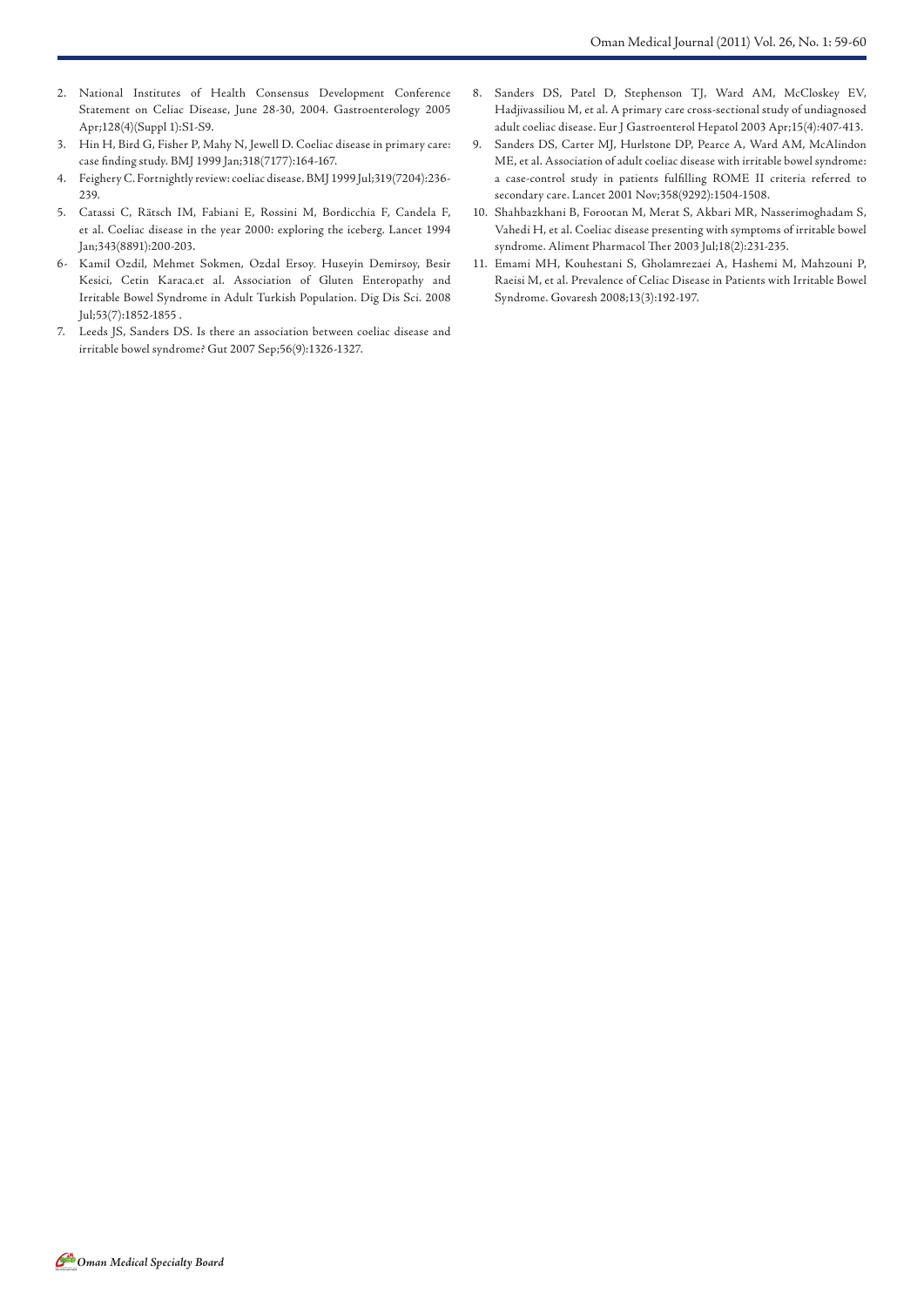2. National Institutes of Health Consensus Development Conference Statement on Celiac Disease, June 28-30, 2004. Gastroenterology 2005 Apr;128(4)(Suppl 1):S1-S9.
3. Hin H, Bird G, Fisher P, Mahy N, Jewell D. Coeliac disease in primary care: case finding study. BMJ 1999 Jan;318(7177):164-167.
4. Feighery C. Fortnightly review: coeliac disease. BMJ 1999 Jul;319(7204):236-239.
5. Catassi C, Rätsch IM, Fabiani E, Rossini M, Bordicchia F, Candela F, et al. Coeliac disease in the year 2000: exploring the iceberg. Lancet 1994 Jan;343(8891):200-203.
6- Kamil Ozdil, Mehmet Sokmen, Ozdal Ersoy, Huseyin Demirsoy, Besir Kesici, Cetin Karaca,et al. Association of Gluten Enteropathy and Irritable Bowel Syndrome in Adult Turkish Population. Dig Dis Sci. 2008 Jul;53(7):1852-1855 .
7. Leeds JS, Sanders DS. Is there an association between coeliac disease and irritable bowel syndrome? Gut 2007 Sep;56(9):1326-1327.
8. Sanders DS, Patel D, Stephenson TJ, Ward AM, McCloskey EV, Hadjivassiliou M, et al. A primary care cross-sectional study of undiagnosed adult coeliac disease. Eur J Gastroenterol Hepatol 2003 Apr;15(4):407-413.
9. Sanders DS, Carter MJ, Hurlstone DP, Pearce A, Ward AM, McAlindon ME, et al. Association of adult coeliac disease with irritable bowel syndrome: a case-control study in patients fulfilling ROME II criteria referred to secondary care. Lancet 2001 Nov;358(9292):1504-1508.
10. Shahbazkhani B, Forootan M, Merat S, Akbari MR, Nasserimoghadam S, Vahedi H, et al. Coeliac disease presenting with symptoms of irritable bowel syndrome. Aliment Pharmacol Ther 2003 Jul;18(2):231-235.
11. Emami MH, Kouhestani S, Gholamrezaei A, Hashemi M, Mahzouni P, Raeisi M, et al. Prevalence of Celiac Disease in Patients with Irritable Bowel Syndrome. Govaresh 2008;13(3):192-197.